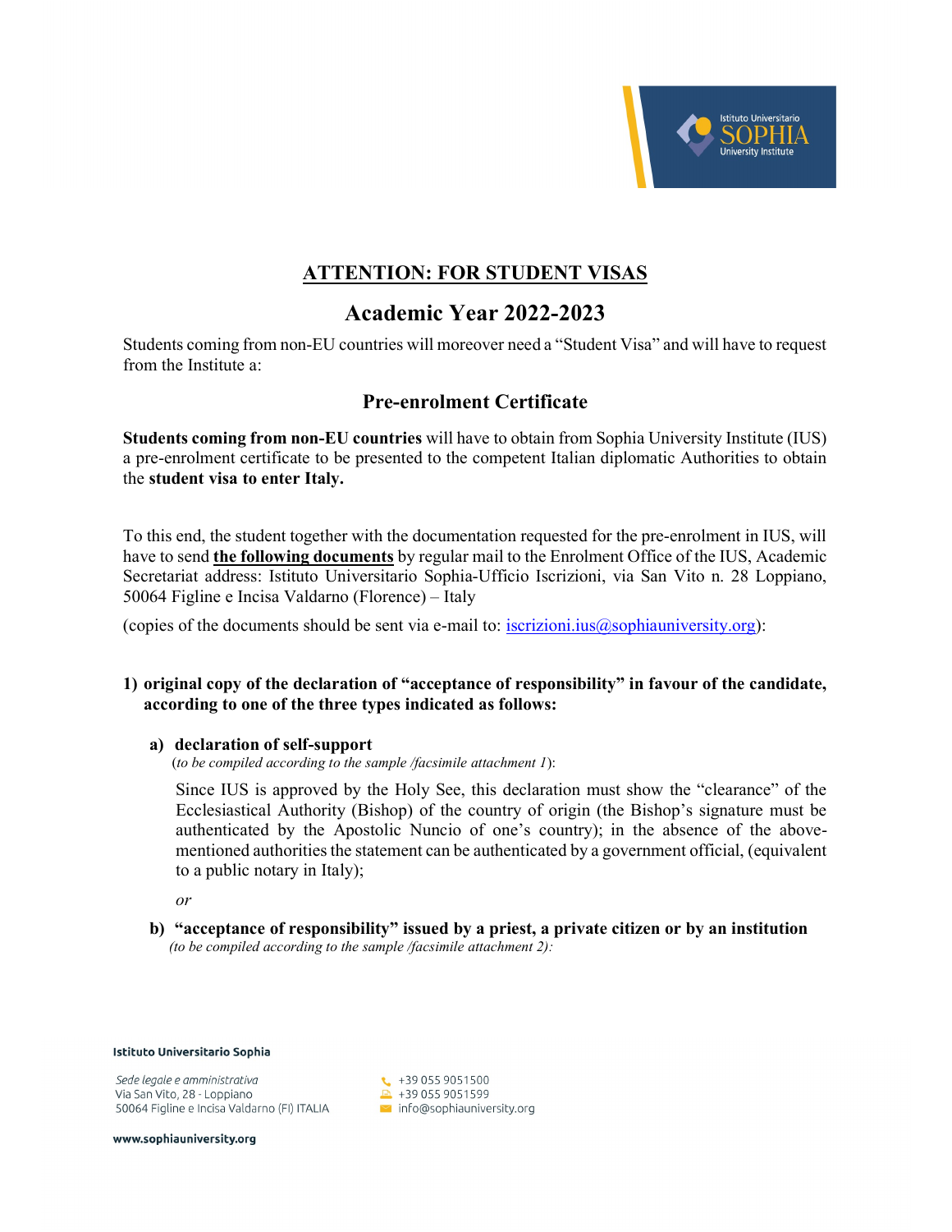## ATTENTION: FOR STUDENT VISAS

## Academic Year 2022-2023

Students coming from non-EU countries will moreover need a "Student Visa" and will have to request from the Institute a:

### Pre-enrolment Certificate

**Students coming from non-EU countries** will have to obtain from Sophia University Institute (IUS) a pre-enrolment certificate to be presented to the competent Italian diplomatic Authorities to obtain the **student visa to enter Italy.**

To this end, the student together with the documentation requested for the pre-enrolment in IUS, will have to send **the following documents** by regular mail to the Enrolment Office of the IUS, Academic Secretariat address: Istituto Universitario Sophia-Ufficio Iscrizioni, via San Vito n. 28 Loppiano, 50064 Figline e Incisa Valdarno (Florence) – Italy

(copies of the documents should be sent via e-mail to: iscrizioni.ius@sophiauniversity.org):

1) **original copy of the declaration of "acceptance of responsibility" in favour of the candidate, according to one of the three types indicated as follows:**

   a) **declaration of self-support**
   (*to be compiled according to the sample /facsimile attachment 1*):

   Since IUS is approved by the Holy See, this declaration must show the "clearance" of the Ecclesiastical Authority (Bishop) of the country of origin (the Bishop's signature must be authenticated by the Apostolic Nuncio of one's country); in the absence of the above-mentioned authorities the statement can be authenticated by a government official, (equivalent to a public notary in Italy);

   *or*

   b) **"acceptance of responsibility" issued by a priest, a private citizen or by an institution**
   *(to be compiled according to the sample /facsimile attachment 2):*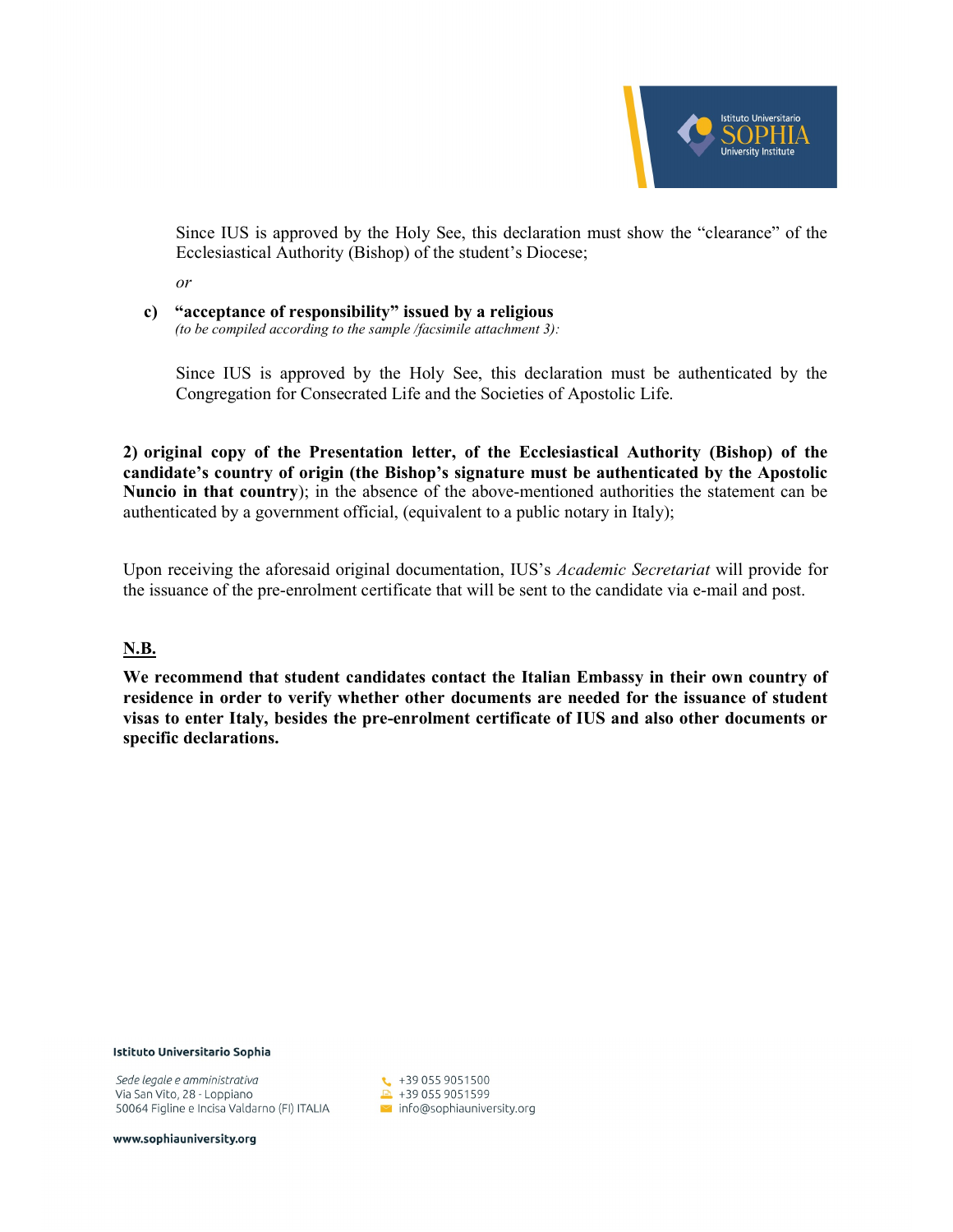Since IUS is approved by the Holy See, this declaration must show the "clearance" of the Ecclesiastical Authority (Bishop) of the student's Diocese;

*or*

**c) "acceptance of responsibility" issued by a religious**
*(to be compiled according to the sample /facsimile attachment 3):*

Since IUS is approved by the Holy See, this declaration must be authenticated by the Congregation for Consecrated Life and the Societies of Apostolic Life.

**2) original copy of the Presentation letter, of the Ecclesiastical Authority (Bishop) of the candidate's country of origin (the Bishop's signature must be authenticated by the Apostolic Nuncio in that country)**; in the absence of the above-mentioned authorities the statement can be authenticated by a government official, (equivalent to a public notary in Italy);

Upon receiving the aforesaid original documentation, IUS's *Academic Secretariat* will provide for the issuance of the pre-enrolment certificate that will be sent to the candidate via e-mail and post.

**N.B.**

**We recommend that student candidates contact the Italian Embassy in their own country of residence in order to verify whether other documents are needed for the issuance of student visas to enter Italy, besides the pre-enrolment certificate of IUS and also other documents or specific declarations.**